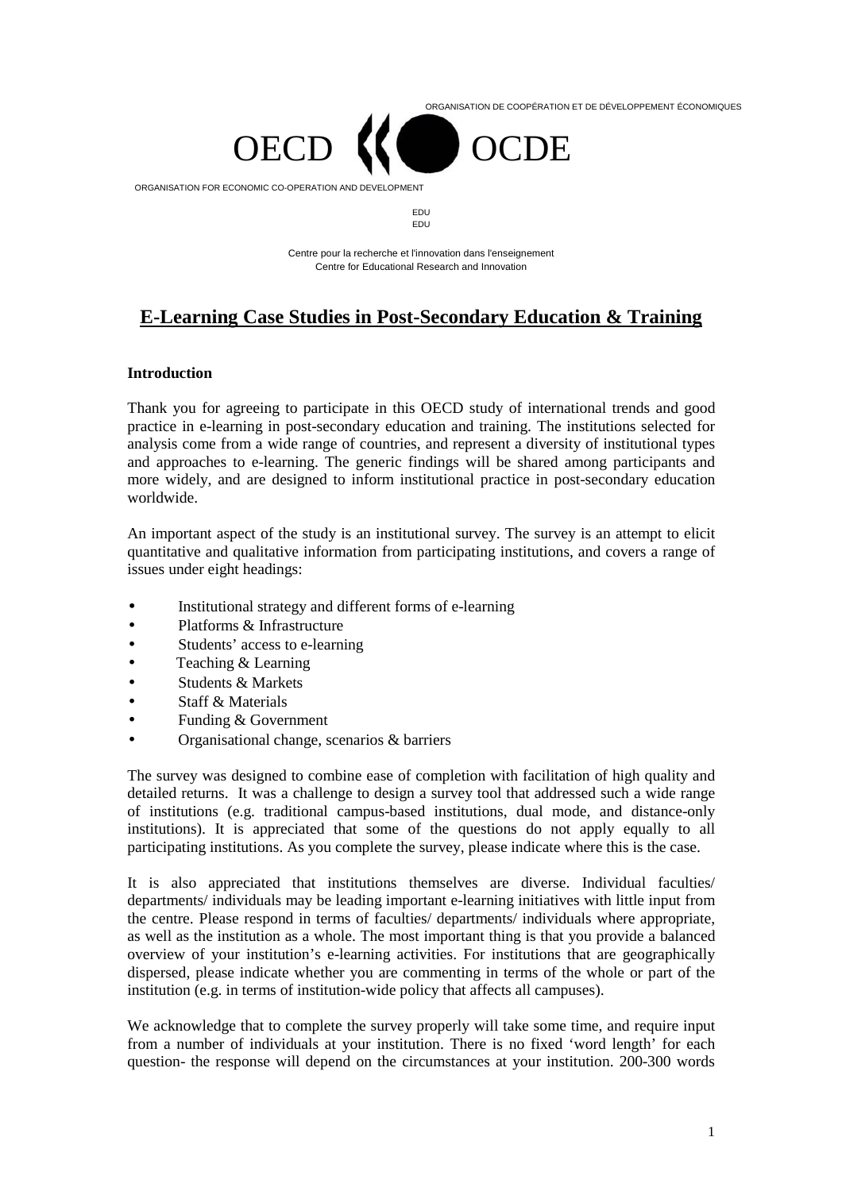ORGANISATION DE COOPÉRATION ET DE DÉVELOPPEMENT ÉCONOMIQUES

OECD OCDE

ORGANISATION FOR ECONOMIC CO-OPERATION AND DEVELOPMENT

EDU
EDU

Centre pour la recherche et l'innovation dans l'enseignement
Centre for Educational Research and Innovation

# E-Learning Case Studies in Post-Secondary Education & Training

**Introduction**

Thank you for agreeing to participate in this OECD study of international trends and good practice in e-learning in post-secondary education and training. The institutions selected for analysis come from a wide range of countries, and represent a diversity of institutional types and approaches to e-learning. The generic findings will be shared among participants and more widely, and are designed to inform institutional practice in post-secondary education worldwide.

An important aspect of the study is an institutional survey. The survey is an attempt to elicit quantitative and qualitative information from participating institutions, and covers a range of issues under eight headings:

- Institutional strategy and different forms of e-learning
- Platforms & Infrastructure
- Students' access to e-learning
- Teaching & Learning
- Students & Markets
- Staff & Materials
- Funding & Government
- Organisational change, scenarios & barriers

The survey was designed to combine ease of completion with facilitation of high quality and detailed returns. It was a challenge to design a survey tool that addressed such a wide range of institutions (e.g. traditional campus-based institutions, dual mode, and distance-only institutions). It is appreciated that some of the questions do not apply equally to all participating institutions. As you complete the survey, please indicate where this is the case.

It is also appreciated that institutions themselves are diverse. Individual faculties/ departments/ individuals may be leading important e-learning initiatives with little input from the centre. Please respond in terms of faculties/ departments/ individuals where appropriate, as well as the institution as a whole. The most important thing is that you provide a balanced overview of your institution's e-learning activities. For institutions that are geographically dispersed, please indicate whether you are commenting in terms of the whole or part of the institution (e.g. in terms of institution-wide policy that affects all campuses).

We acknowledge that to complete the survey properly will take some time, and require input from a number of individuals at your institution. There is no fixed 'word length' for each question- the response will depend on the circumstances at your institution. 200-300 words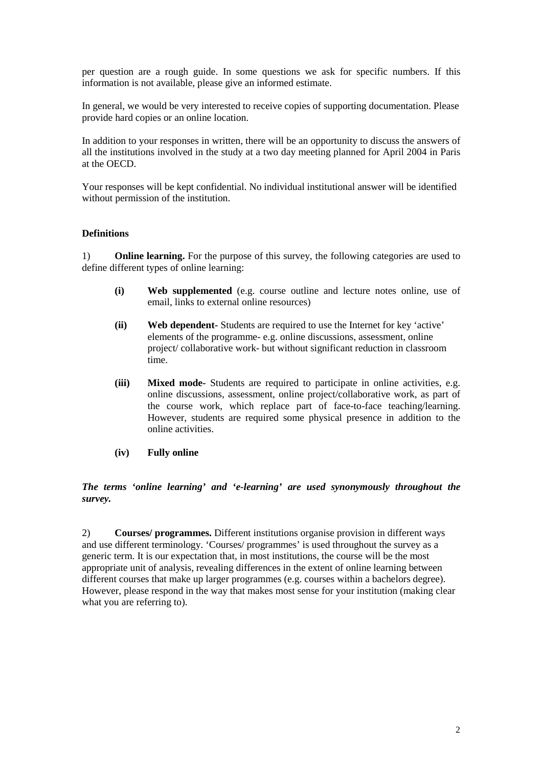per question are a rough guide. In some questions we ask for specific numbers. If this information is not available, please give an informed estimate.

In general, we would be very interested to receive copies of supporting documentation. Please provide hard copies or an online location.

In addition to your responses in written, there will be an opportunity to discuss the answers of all the institutions involved in the study at a two day meeting planned for April 2004 in Paris at the OECD.

Your responses will be kept confidential. No individual institutional answer will be identified without permission of the institution.

**Definitions**

1) **Online learning.** For the purpose of this survey, the following categories are used to define different types of online learning:

- **(i) Web supplemented** (e.g. course outline and lecture notes online, use of email, links to external online resources)
- **(ii) Web dependent-** Students are required to use the Internet for key 'active' elements of the programme- e.g. online discussions, assessment, online project/ collaborative work- but without significant reduction in classroom time.
- **(iii) Mixed mode-** Students are required to participate in online activities, e.g. online discussions, assessment, online project/collaborative work, as part of the course work, which replace part of face-to-face teaching/learning. However, students are required some physical presence in addition to the online activities.
- **(iv) Fully online**

***The terms 'online learning' and 'e-learning' are used synonymously throughout the survey.***

2) **Courses/ programmes.** Different institutions organise provision in different ways and use different terminology. 'Courses/ programmes' is used throughout the survey as a generic term. It is our expectation that, in most institutions, the course will be the most appropriate unit of analysis, revealing differences in the extent of online learning between different courses that make up larger programmes (e.g. courses within a bachelors degree). However, please respond in the way that makes most sense for your institution (making clear what you are referring to).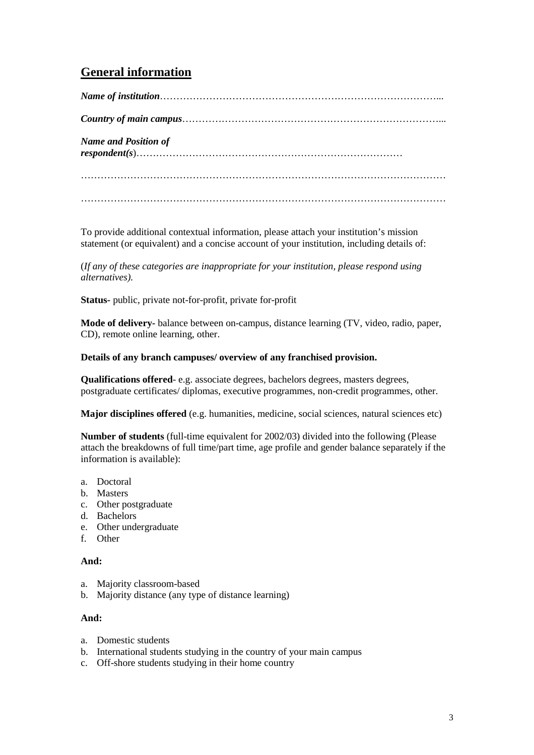## General information

***Name of institution***…………………………………………………………………………...

***Country of main campus***……………………………………………………………………...

***Name and Position of respondent(s)***………………………………………………………………………

…………………………………………………………………………………………………

…………………………………………………………………………………………………

To provide additional contextual information, please attach your institution's mission statement (or equivalent) and a concise account of your institution, including details of:

(*If any of these categories are inappropriate for your institution, please respond using alternatives).*

**Status-** public, private not-for-profit, private for-profit

**Mode of delivery-** balance between on-campus, distance learning (TV, video, radio, paper, CD), remote online learning, other.

**Details of any branch campuses/ overview of any franchised provision.**

**Qualifications offered**- e.g. associate degrees, bachelors degrees, masters degrees, postgraduate certificates/ diplomas, executive programmes, non-credit programmes, other.

**Major disciplines offered** (e.g. humanities, medicine, social sciences, natural sciences etc)

**Number of students** (full-time equivalent for 2002/03) divided into the following (Please attach the breakdowns of full time/part time, age profile and gender balance separately if the information is available):

a. Doctoral
b. Masters
c. Other postgraduate
d. Bachelors
e. Other undergraduate
f. Other

**And:**

a. Majority classroom-based
b. Majority distance (any type of distance learning)

**And:**

a. Domestic students
b. International students studying in the country of your main campus
c. Off-shore students studying in their home country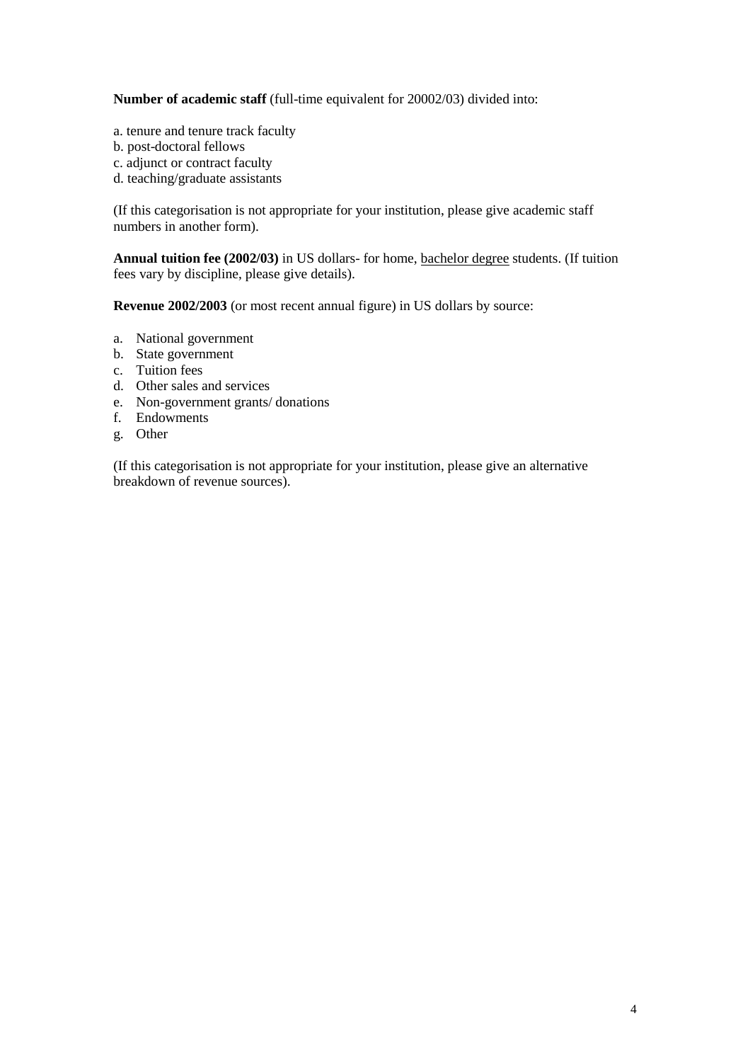**Number of academic staff** (full-time equivalent for 20002/03) divided into:

a. tenure and tenure track faculty
b. post-doctoral fellows
c. adjunct or contract faculty
d. teaching/graduate assistants

(If this categorisation is not appropriate for your institution, please give academic staff numbers in another form).

**Annual tuition fee (2002/03)** in US dollars- for home, <u>bachelor degree</u> students. (If tuition fees vary by discipline, please give details).

**Revenue 2002/2003** (or most recent annual figure) in US dollars by source:

a. National government
b. State government
c. Tuition fees
d. Other sales and services
e. Non-government grants/ donations
f. Endowments
g. Other

(If this categorisation is not appropriate for your institution, please give an alternative breakdown of revenue sources).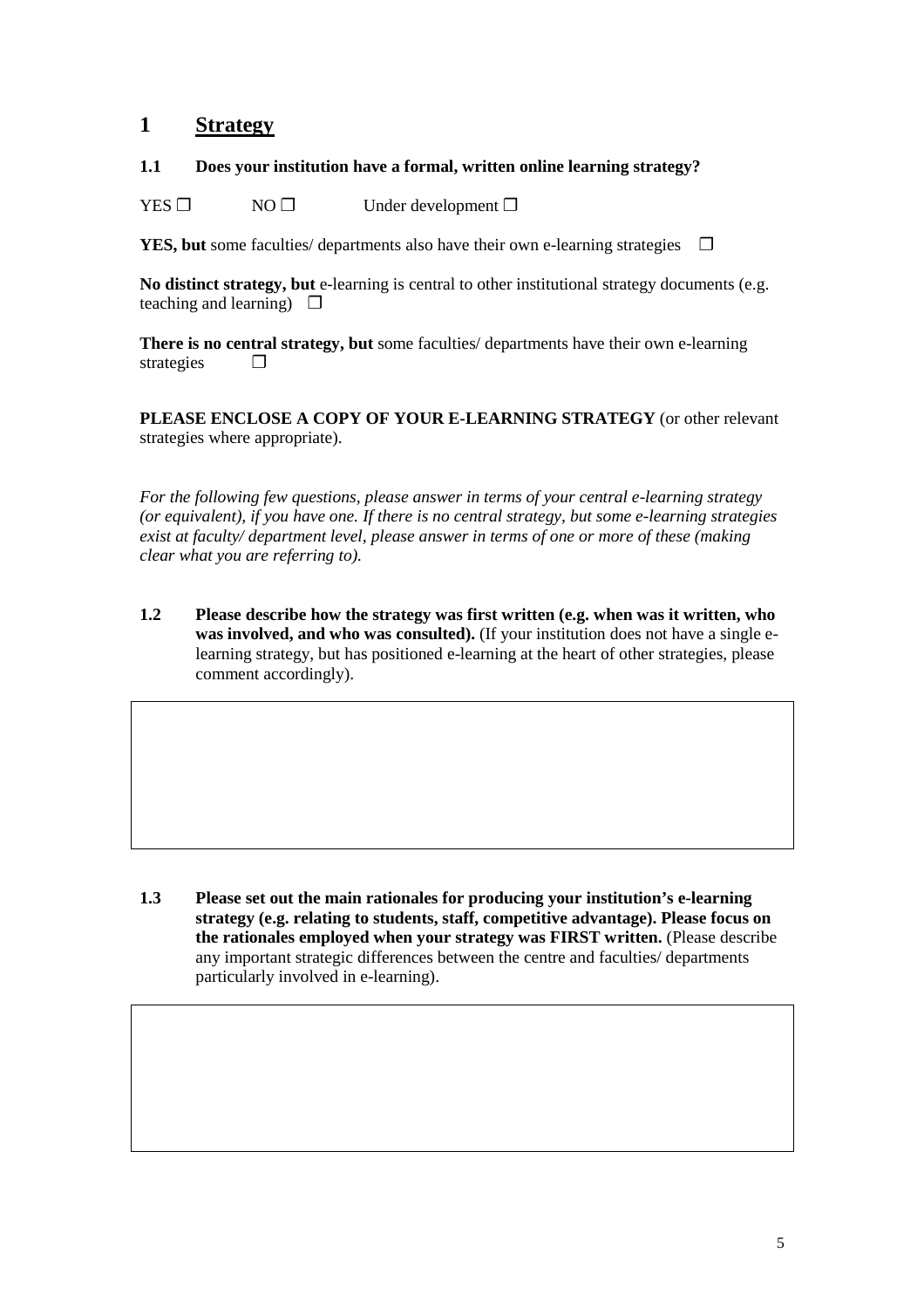# 1 Strategy

**1.1 Does your institution have a formal, written online learning strategy?**

YES ☐ NO ☐ Under development ☐

**YES, but** some faculties/ departments also have their own e-learning strategies ☐

**No distinct strategy, but** e-learning is central to other institutional strategy documents (e.g. teaching and learning) ☐

**There is no central strategy, but** some faculties/ departments have their own e-learning strategies ☐

**PLEASE ENCLOSE A COPY OF YOUR E-LEARNING STRATEGY** (or other relevant strategies where appropriate).

*For the following few questions, please answer in terms of your central e-learning strategy (or equivalent), if you have one. If there is no central strategy, but some e-learning strategies exist at faculty/ department level, please answer in terms of one or more of these (making clear what you are referring to).*

**1.2 Please describe how the strategy was first written (e.g. when was it written, who was involved, and who was consulted).** (If your institution does not have a single e-learning strategy, but has positioned e-learning at the heart of other strategies, please comment accordingly).

**1.3 Please set out the main rationales for producing your institution's e-learning strategy (e.g. relating to students, staff, competitive advantage). Please focus on the rationales employed when your strategy was FIRST written.** (Please describe any important strategic differences between the centre and faculties/ departments particularly involved in e-learning).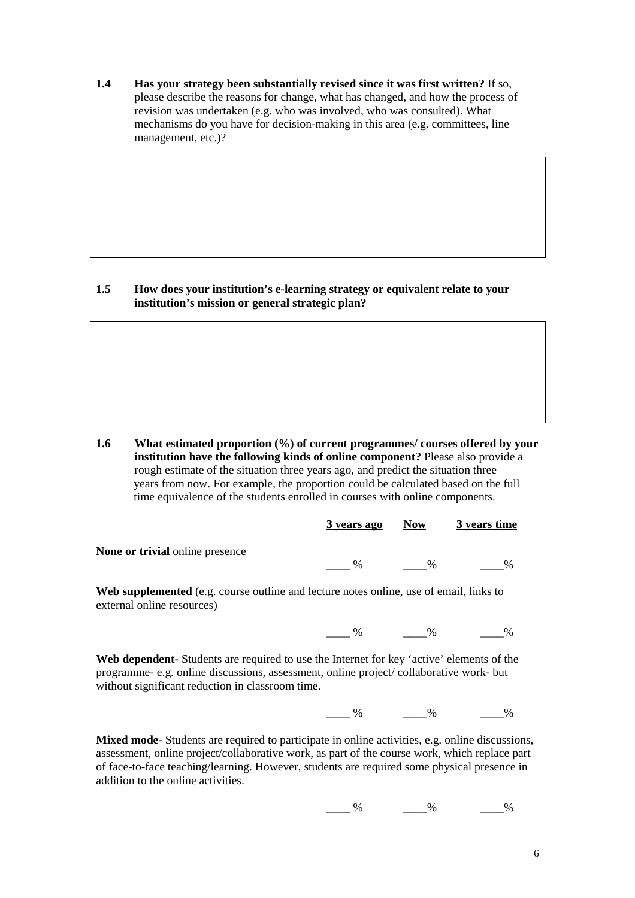**1.4 Has your strategy been substantially revised since it was first written?** If so, please describe the reasons for change, what has changed, and how the process of revision was undertaken (e.g. who was involved, who was consulted). What mechanisms do you have for decision-making in this area (e.g. committees, line management, etc.)?

| |
|---|
| |

**1.5 How does your institution's e-learning strategy or equivalent relate to your institution's mission or general strategic plan?**

| |
|---|
| |

**1.6 What estimated proportion (%) of current programmes/ courses offered by your institution have the following kinds of online component?** Please also provide a rough estimate of the situation three years ago, and predict the situation three years from now. For example, the proportion could be calculated based on the full time equivalence of the students enrolled in courses with online components.

| | 3 years ago | Now | 3 years time |
|---|---|---|---|
| **None or trivial** online presence | ____ % | ____% | ____% |
| **Web supplemented** (e.g. course outline and lecture notes online, use of email, links to external online resources) | ____ % | ____% | ____% |
| **Web dependent-** Students are required to use the Internet for key 'active' elements of the programme- e.g. online discussions, assessment, online project/ collaborative work- but without significant reduction in classroom time. | ____ % | ____% | ____% |
| **Mixed mode-** Students are required to participate in online activities, e.g. online discussions, assessment, online project/collaborative work, as part of the course work, which replace part of face-to-face teaching/learning. However, students are required some physical presence in addition to the online activities. | ____ % | ____% | ____% |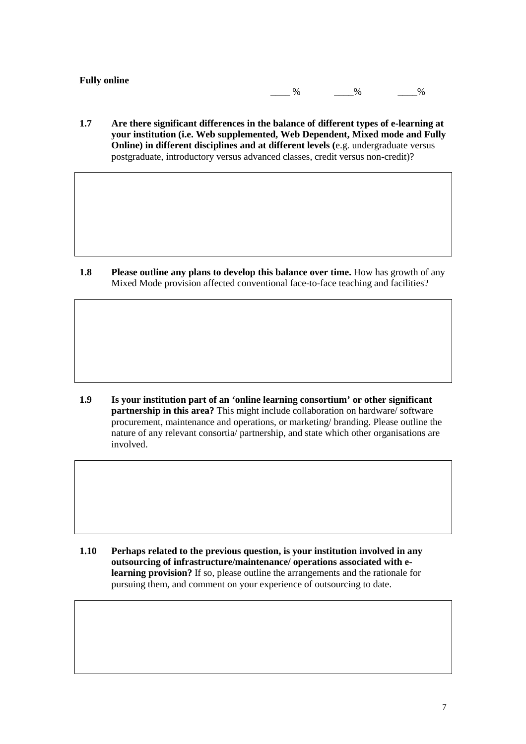**Fully online** ____ % ____% ____%

**1.7 Are there significant differences in the balance of different types of e-learning at your institution (i.e. Web supplemented, Web Dependent, Mixed mode and Fully Online) in different disciplines and at different levels (**e.g. undergraduate versus postgraduate, introductory versus advanced classes, credit versus non-credit)?

**1.8 Please outline any plans to develop this balance over time.** How has growth of any Mixed Mode provision affected conventional face-to-face teaching and facilities?

**1.9 Is your institution part of an 'online learning consortium' or other significant partnership in this area?** This might include collaboration on hardware/ software procurement, maintenance and operations, or marketing/ branding. Please outline the nature of any relevant consortia/ partnership, and state which other organisations are involved.

**1.10 Perhaps related to the previous question, is your institution involved in any outsourcing of infrastructure/maintenance/ operations associated with e-learning provision?** If so, please outline the arrangements and the rationale for pursuing them, and comment on your experience of outsourcing to date.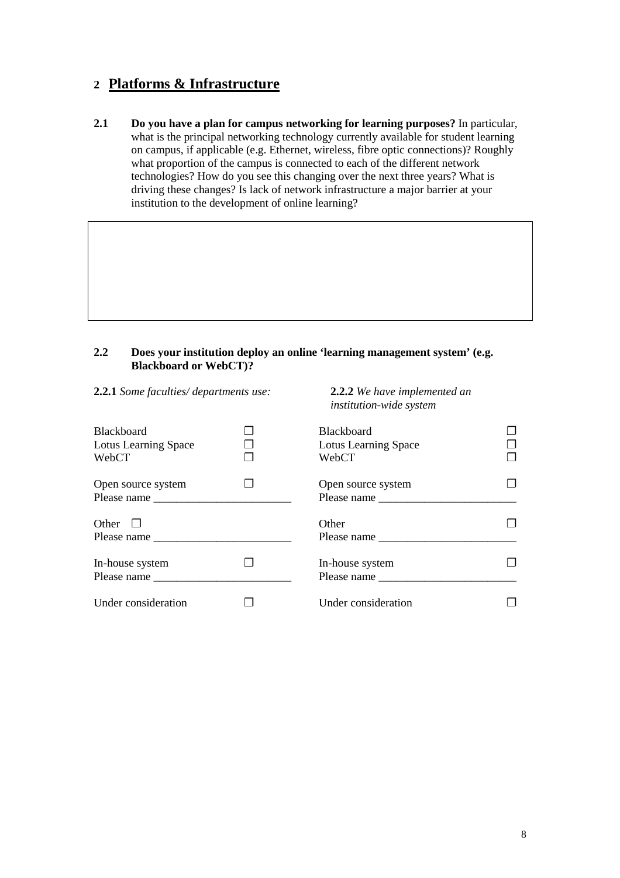## 2 Platforms & Infrastructure

**2.1 Do you have a plan for campus networking for learning purposes?** In particular, what is the principal networking technology currently available for student learning on campus, if applicable (e.g. Ethernet, wireless, fibre optic connections)? Roughly what proportion of the campus is connected to each of the different network technologies? How do you see this changing over the next three years? What is driving these changes? Is lack of network infrastructure a major barrier at your institution to the development of online learning?

| |
|---|
| |

**2.2 Does your institution deploy an online 'learning management system' (e.g. Blackboard or WebCT)?**

| **2.2.1** *Some faculties/ departments use:* | | **2.2.2** *We have implemented an institution-wide system* | |
|---|---|---|---|
| Blackboard | ❒ | Blackboard | ❒ |
| Lotus Learning Space | ❒ | Lotus Learning Space | ❒ |
| WebCT | ❒ | WebCT | ❒ |
| Open source system | ❒ | Open source system | ❒ |
| Please name ________________________ | | Please name ________________________ | |
| Other ❒ | | Other | ❒ |
| Please name ________________________ | | Please name ________________________ | |
| In-house system | ❒ | In-house system | ❒ |
| Please name ________________________ | | Please name ________________________ | |
| Under consideration | ❒ | Under consideration | ❒ |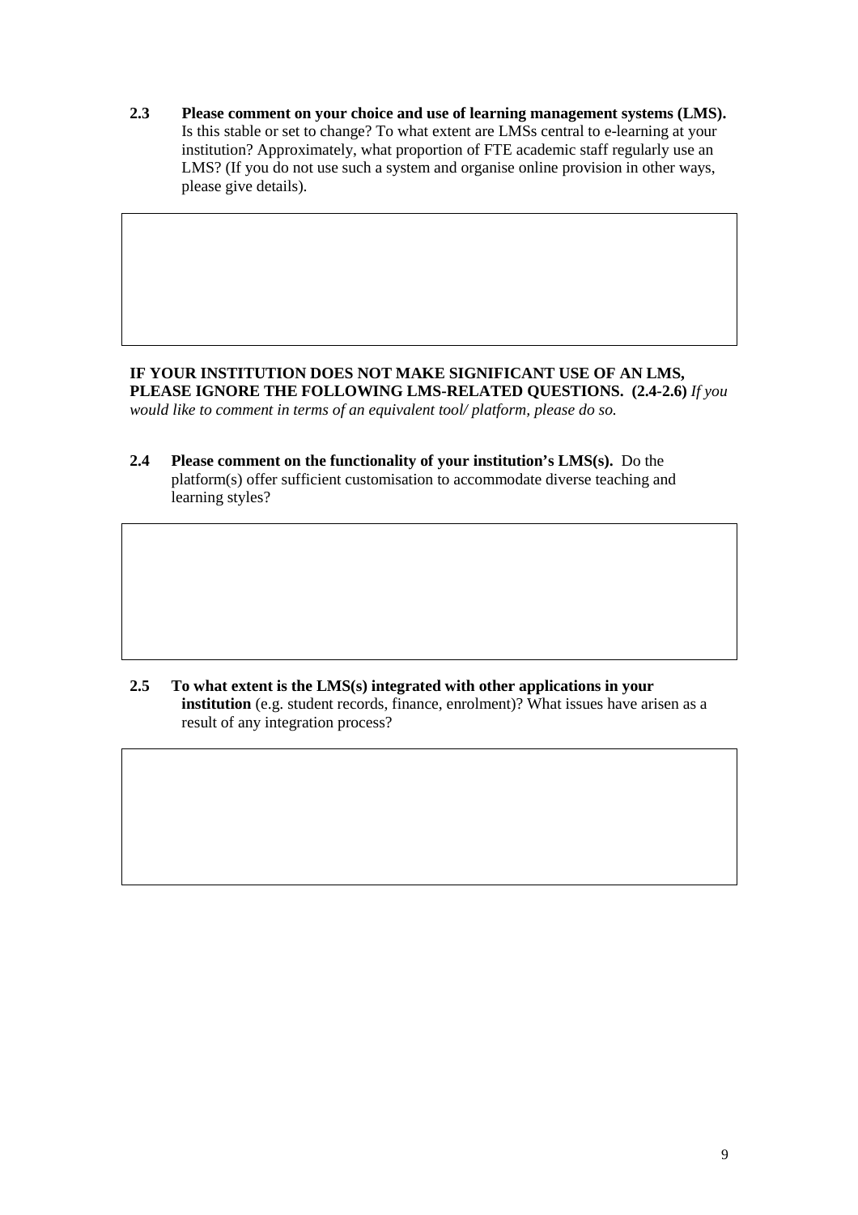**2.3 Please comment on your choice and use of learning management systems (LMS).** Is this stable or set to change? To what extent are LMSs central to e-learning at your institution? Approximately, what proportion of FTE academic staff regularly use an LMS? (If you do not use such a system and organise online provision in other ways, please give details).

| |
|---|
| |

**IF YOUR INSTITUTION DOES NOT MAKE SIGNIFICANT USE OF AN LMS, PLEASE IGNORE THE FOLLOWING LMS-RELATED QUESTIONS. (2.4-2.6)** *If you would like to comment in terms of an equivalent tool/ platform, please do so.*

**2.4 Please comment on the functionality of your institution's LMS(s).** Do the platform(s) offer sufficient customisation to accommodate diverse teaching and learning styles?

| |
|---|
| |

**2.5 To what extent is the LMS(s) integrated with other applications in your institution** (e.g. student records, finance, enrolment)? What issues have arisen as a result of any integration process?

| |
|---|
| |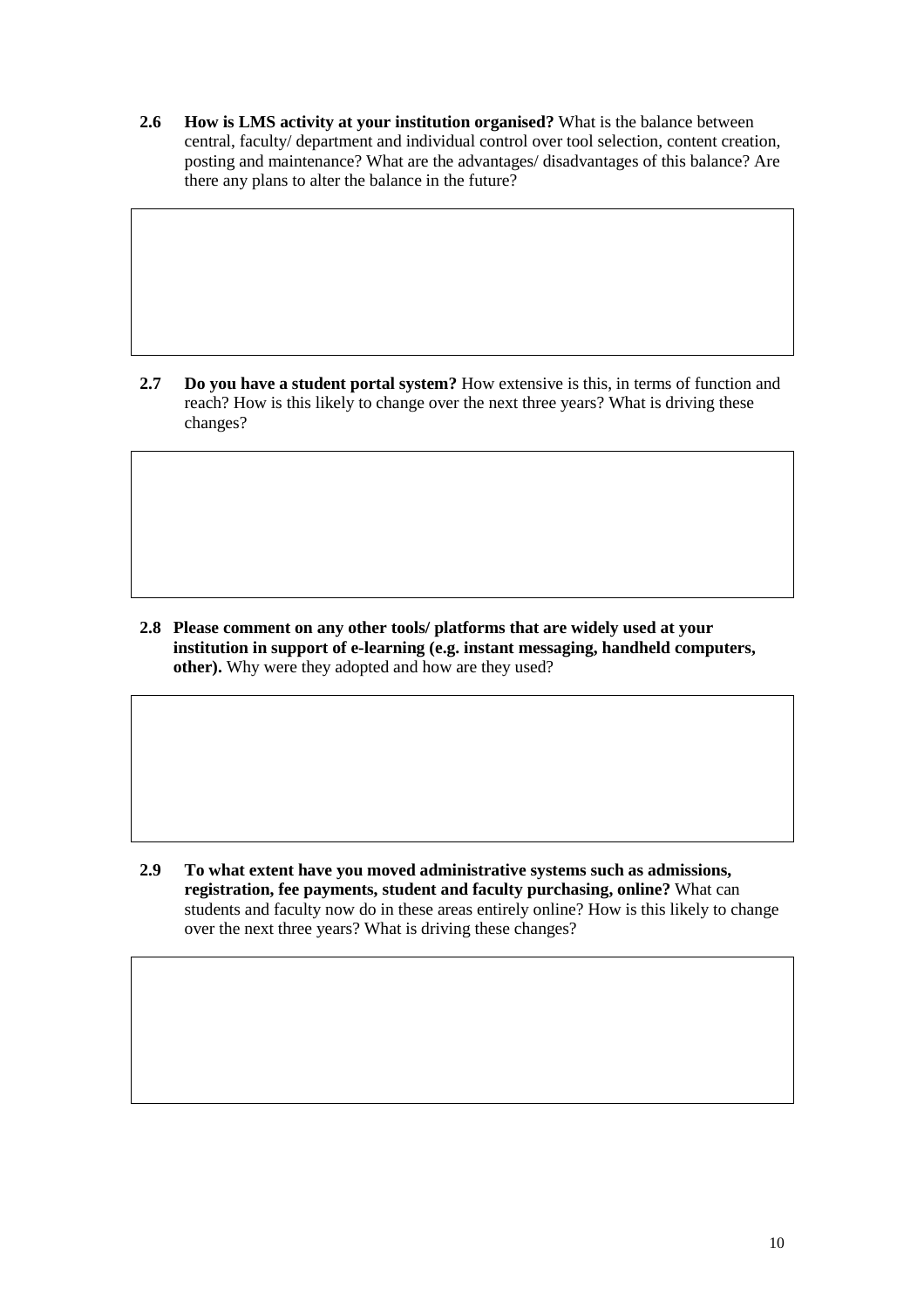**2.6 How is LMS activity at your institution organised?** What is the balance between central, faculty/ department and individual control over tool selection, content creation, posting and maintenance? What are the advantages/ disadvantages of this balance? Are there any plans to alter the balance in the future?

**2.7 Do you have a student portal system?** How extensive is this, in terms of function and reach? How is this likely to change over the next three years? What is driving these changes?

**2.8 Please comment on any other tools/ platforms that are widely used at your institution in support of e-learning (e.g. instant messaging, handheld computers, other).** Why were they adopted and how are they used?

**2.9 To what extent have you moved administrative systems such as admissions, registration, fee payments, student and faculty purchasing, online?** What can students and faculty now do in these areas entirely online? How is this likely to change over the next three years? What is driving these changes?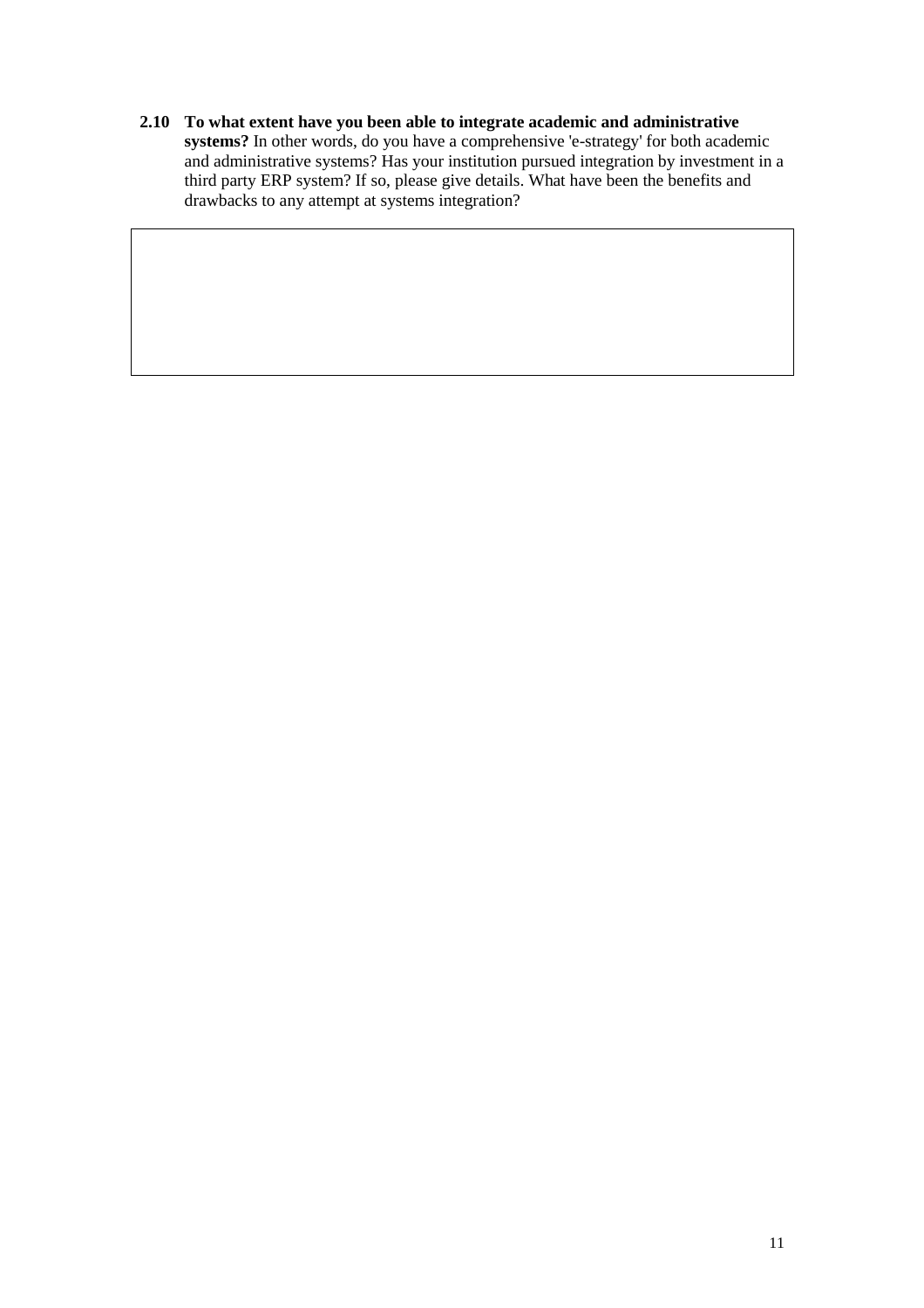**2.10 To what extent have you been able to integrate academic and administrative systems?** In other words, do you have a comprehensive 'e-strategy' for both academic and administrative systems? Has your institution pursued integration by investment in a third party ERP system? If so, please give details. What have been the benefits and drawbacks to any attempt at systems integration?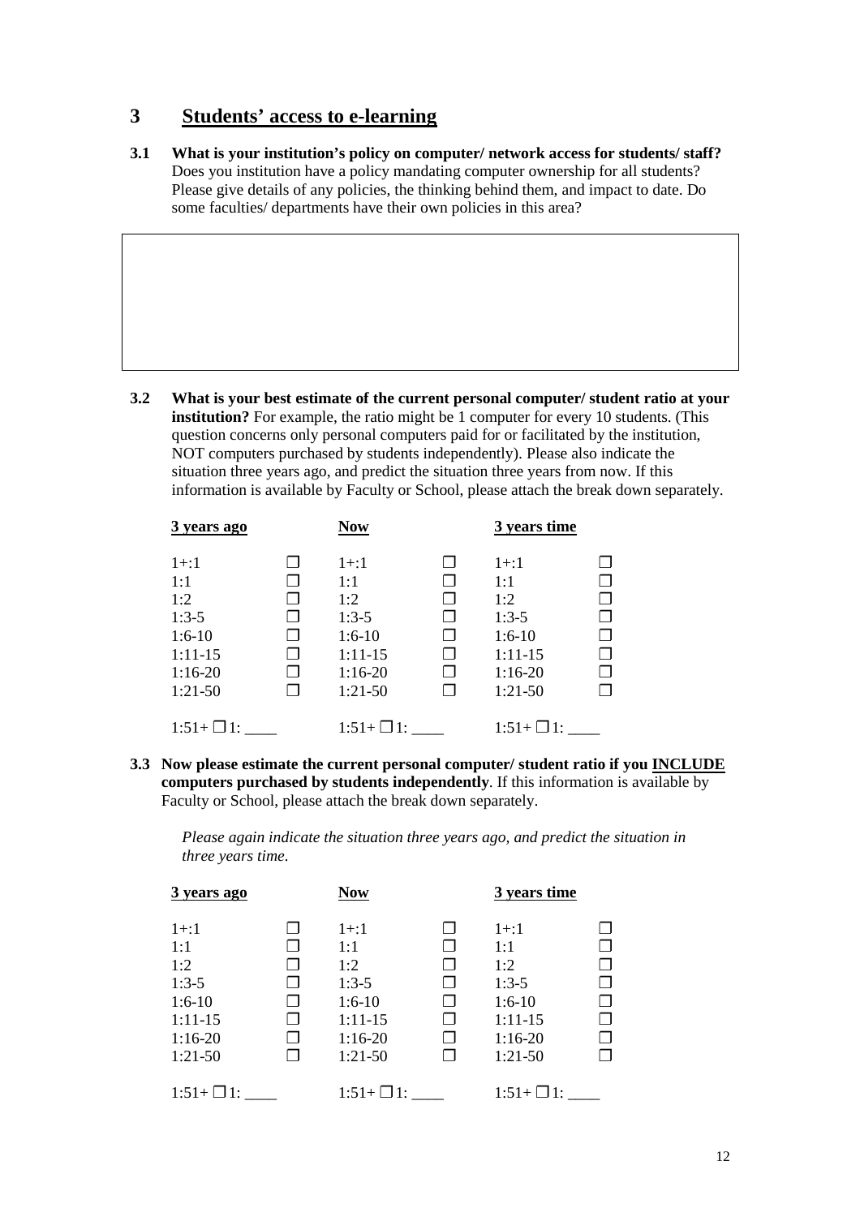# 3 Students' access to e-learning

**3.1 What is your institution's policy on computer/ network access for students/ staff?** Does you institution have a policy mandating computer ownership for all students? Please give details of any policies, the thinking behind them, and impact to date. Do some faculties/ departments have their own policies in this area?

| |
|---|
| |

**3.2 What is your best estimate of the current personal computer/ student ratio at your institution?** For example, the ratio might be 1 computer for every 10 students. (This question concerns only personal computers paid for or facilitated by the institution, NOT computers purchased by students independently). Please also indicate the situation three years ago, and predict the situation three years from now. If this information is available by Faculty or School, please attach the break down separately.

| 3 years ago | | Now | | 3 years time | |
|---|---|---|---|---|---|
| 1+:1 | ❒ | 1+:1 | ❒ | 1+:1 | ❒ |
| 1:1 | ❒ | 1:1 | ❒ | 1:1 | ❒ |
| 1:2 | ❒ | 1:2 | ❒ | 1:2 | ❒ |
| 1:3-5 | ❒ | 1:3-5 | ❒ | 1:3-5 | ❒ |
| 1:6-10 | ❒ | 1:6-10 | ❒ | 1:6-10 | ❒ |
| 1:11-15 | ❒ | 1:11-15 | ❒ | 1:11-15 | ❒ |
| 1:16-20 | ❒ | 1:16-20 | ❒ | 1:16-20 | ❒ |
| 1:21-50 | ❒ | 1:21-50 | ❒ | 1:21-50 | ❒ |
| 1:51+ ❒ 1: ____ | | 1:51+ ❒ 1: ____ | | 1:51+ ❒ 1: ____ | |

**3.3 Now please estimate the current personal computer/ student ratio if you INCLUDE computers purchased by students independently**. If this information is available by Faculty or School, please attach the break down separately.

*Please again indicate the situation three years ago, and predict the situation in three years time.*

| 3 years ago | | Now | | 3 years time | |
|---|---|---|---|---|---|
| 1+:1 | ❒ | 1+:1 | ❒ | 1+:1 | ❒ |
| 1:1 | ❒ | 1:1 | ❒ | 1:1 | ❒ |
| 1:2 | ❒ | 1:2 | ❒ | 1:2 | ❒ |
| 1:3-5 | ❒ | 1:3-5 | ❒ | 1:3-5 | ❒ |
| 1:6-10 | ❒ | 1:6-10 | ❒ | 1:6-10 | ❒ |
| 1:11-15 | ❒ | 1:11-15 | ❒ | 1:11-15 | ❒ |
| 1:16-20 | ❒ | 1:16-20 | ❒ | 1:16-20 | ❒ |
| 1:21-50 | ❒ | 1:21-50 | ❒ | 1:21-50 | ❒ |
| 1:51+ ❒ 1: ____ | | 1:51+ ❒ 1: ____ | | 1:51+ ❒ 1: ____ | |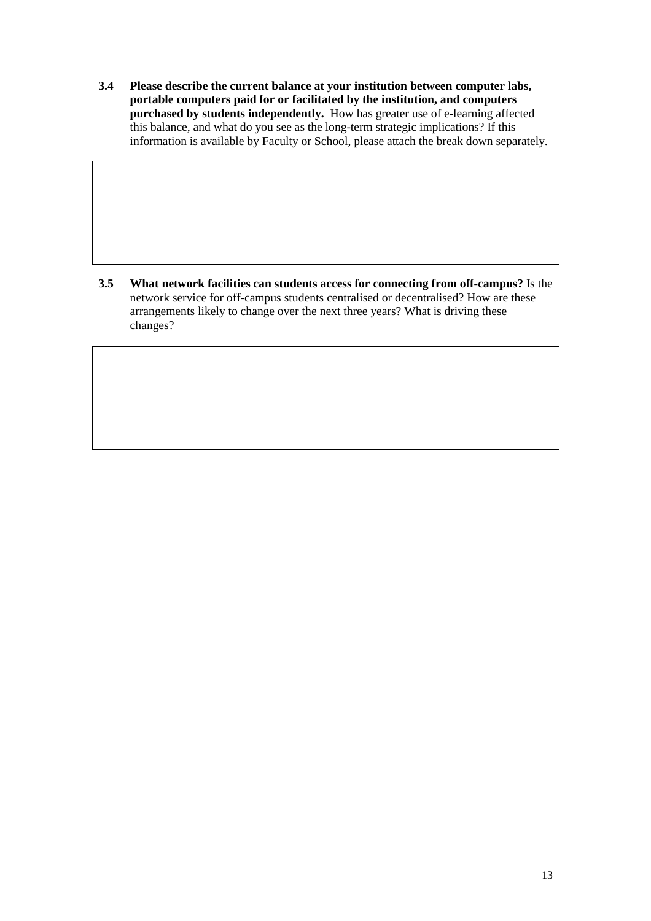**3.4 Please describe the current balance at your institution between computer labs, portable computers paid for or facilitated by the institution, and computers purchased by students independently.** How has greater use of e-learning affected this balance, and what do you see as the long-term strategic implications? If this information is available by Faculty or School, please attach the break down separately.

| |
|---|
| |

**3.5 What network facilities can students access for connecting from off-campus?** Is the network service for off-campus students centralised or decentralised? How are these arrangements likely to change over the next three years? What is driving these changes?

| |
|---|
| |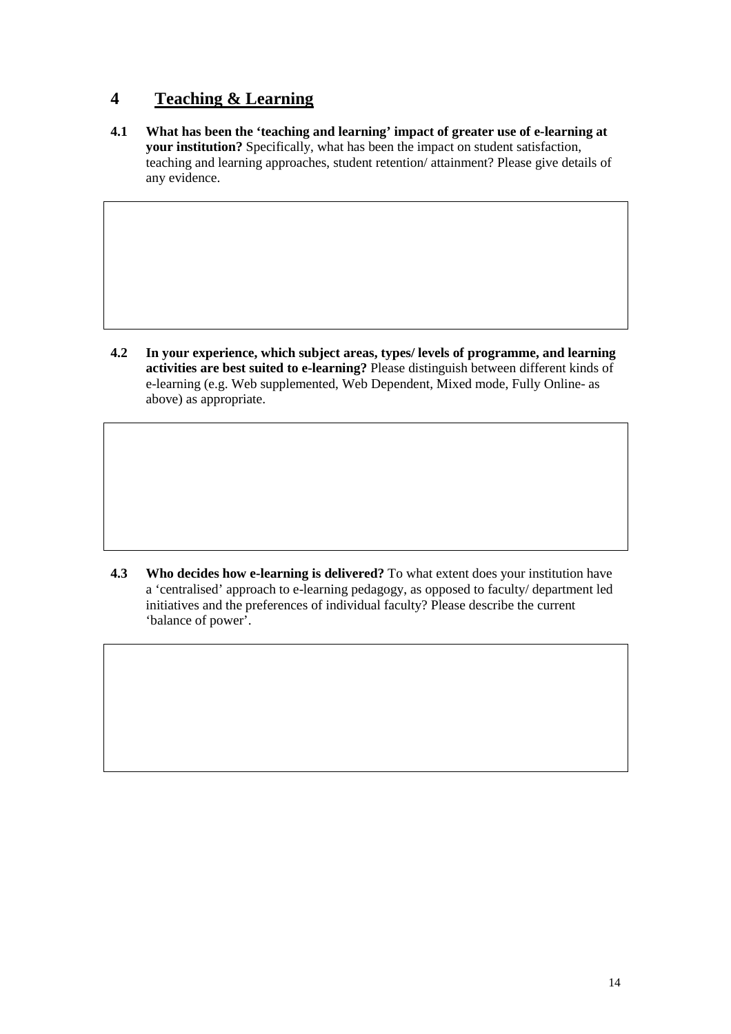# 4 Teaching & Learning

**4.1 What has been the 'teaching and learning' impact of greater use of e-learning at your institution?** Specifically, what has been the impact on student satisfaction, teaching and learning approaches, student retention/ attainment? Please give details of any evidence.

**4.2 In your experience, which subject areas, types/ levels of programme, and learning activities are best suited to e-learning?** Please distinguish between different kinds of e-learning (e.g. Web supplemented, Web Dependent, Mixed mode, Fully Online- as above) as appropriate.

**4.3 Who decides how e-learning is delivered?** To what extent does your institution have a 'centralised' approach to e-learning pedagogy, as opposed to faculty/ department led initiatives and the preferences of individual faculty? Please describe the current 'balance of power'.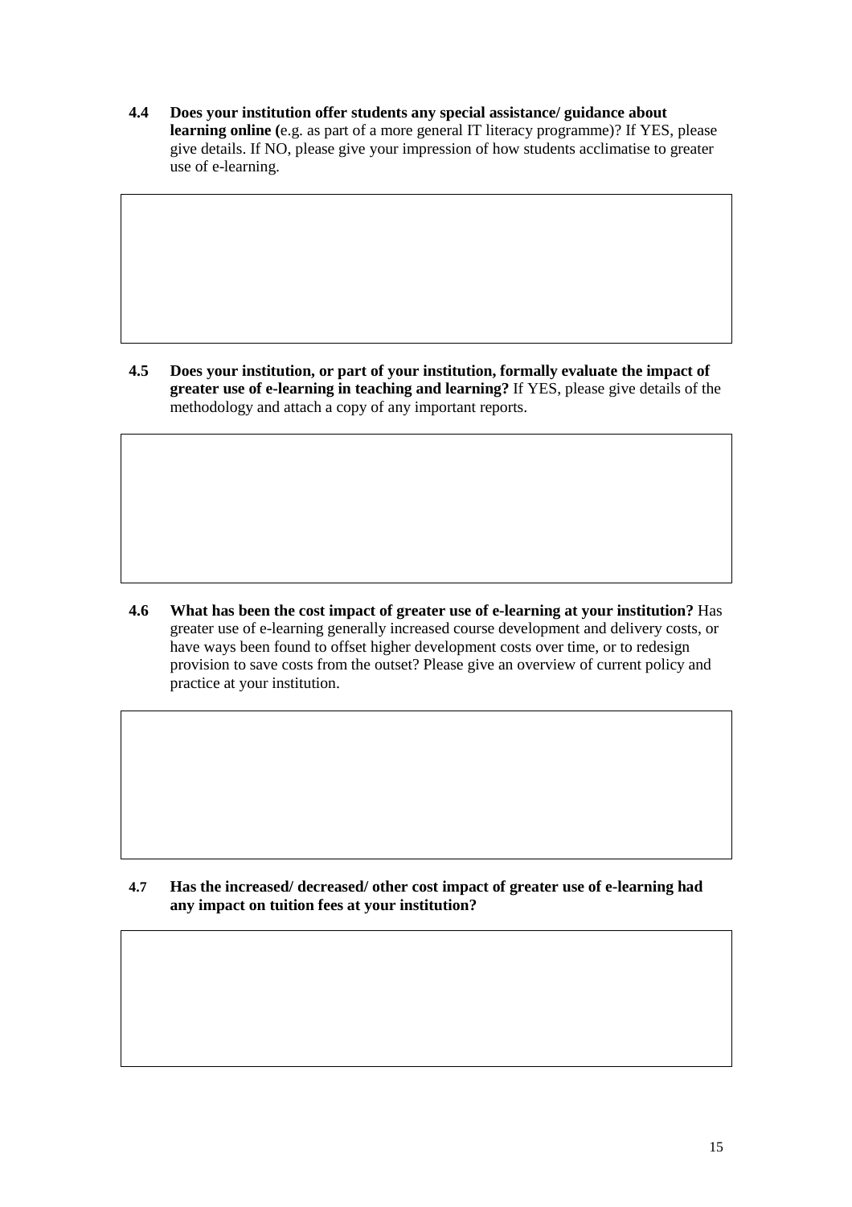**4.4 Does your institution offer students any special assistance/ guidance about learning online (**e.g. as part of a more general IT literacy programme)? If YES, please give details. If NO, please give your impression of how students acclimatise to greater use of e-learning.

**4.5 Does your institution, or part of your institution, formally evaluate the impact of greater use of e-learning in teaching and learning?** If YES, please give details of the methodology and attach a copy of any important reports.

**4.6 What has been the cost impact of greater use of e-learning at your institution?** Has greater use of e-learning generally increased course development and delivery costs, or have ways been found to offset higher development costs over time, or to redesign provision to save costs from the outset? Please give an overview of current policy and practice at your institution.

**4.7 Has the increased/ decreased/ other cost impact of greater use of e-learning had any impact on tuition fees at your institution?**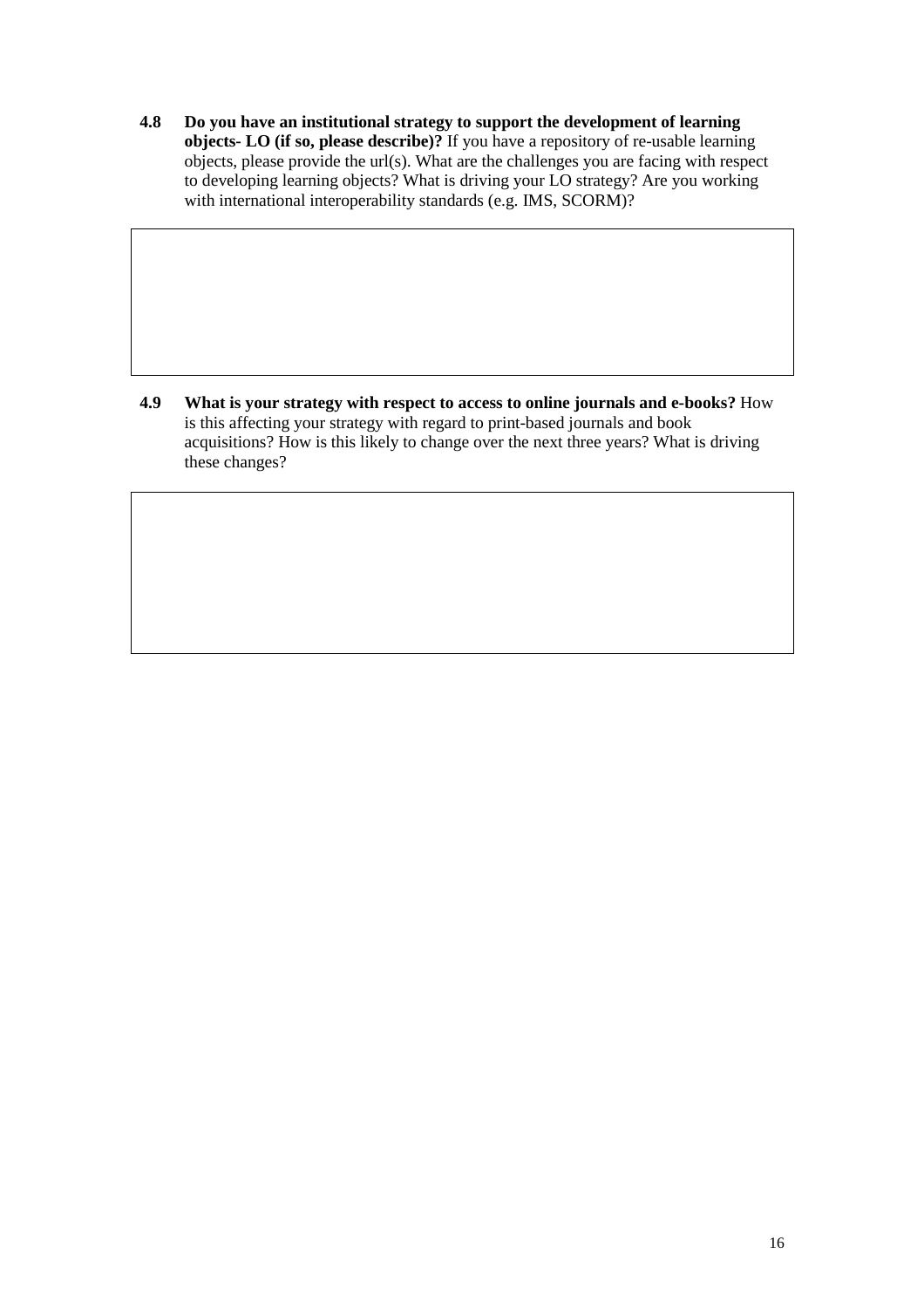**4.8 Do you have an institutional strategy to support the development of learning objects- LO (if so, please describe)?** If you have a repository of re-usable learning objects, please provide the url(s). What are the challenges you are facing with respect to developing learning objects? What is driving your LO strategy? Are you working with international interoperability standards (e.g. IMS, SCORM)?

| |
|---|
| |

**4.9 What is your strategy with respect to access to online journals and e-books?** How is this affecting your strategy with regard to print-based journals and book acquisitions? How is this likely to change over the next three years? What is driving these changes?

| |
|---|
| |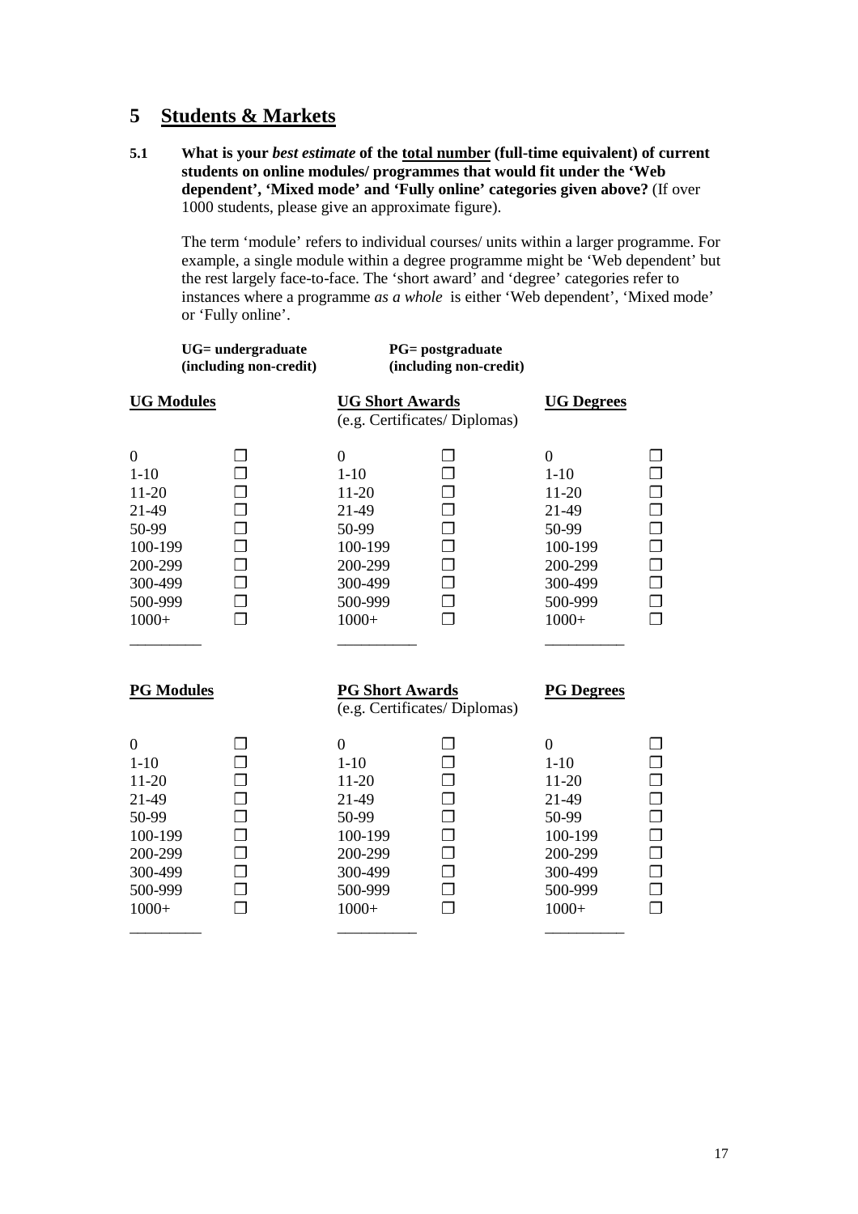## 5 Students & Markets

**5.1 What is your *best estimate* of the <u>total number</u> (full-time equivalent) of current students on online modules/ programmes that would fit under the 'Web dependent', 'Mixed mode' and 'Fully online' categories given above?** (If over 1000 students, please give an approximate figure).

The term 'module' refers to individual courses/ units within a larger programme. For example, a single module within a degree programme might be 'Web dependent' but the rest largely face-to-face. The 'short award' and 'degree' categories refer to instances where a programme *as a whole* is either 'Web dependent', 'Mixed mode' or 'Fully online'.

**UG= undergraduate (including non-credit)**
**PG= postgraduate (including non-credit)**

| UG Modules | | UG Short Awards (e.g. Certificates/ Diplomas) | | UG Degrees | |
|---|---|---|---|---|---|
| 0 | ❒ | 0 | ❒ | 0 | ❒ |
| 1-10 | ❒ | 1-10 | ❒ | 1-10 | ❒ |
| 11-20 | ❒ | 11-20 | ❒ | 11-20 | ❒ |
| 21-49 | ❒ | 21-49 | ❒ | 21-49 | ❒ |
| 50-99 | ❒ | 50-99 | ❒ | 50-99 | ❒ |
| 100-199 | ❒ | 100-199 | ❒ | 100-199 | ❒ |
| 200-299 | ❒ | 200-299 | ❒ | 200-299 | ❒ |
| 300-499 | ❒ | 300-499 | ❒ | 300-499 | ❒ |
| 500-999 | ❒ | 500-999 | ❒ | 500-999 | ❒ |
| 1000+ | ❒ | 1000+ | ❒ | 1000+ | ❒ |
| _________ | | _________ | | _________ | |

| PG Modules | | PG Short Awards (e.g. Certificates/ Diplomas) | | PG Degrees | |
|---|---|---|---|---|---|
| 0 | ❒ | 0 | ❒ | 0 | ❒ |
| 1-10 | ❒ | 1-10 | ❒ | 1-10 | ❒ |
| 11-20 | ❒ | 11-20 | ❒ | 11-20 | ❒ |
| 21-49 | ❒ | 21-49 | ❒ | 21-49 | ❒ |
| 50-99 | ❒ | 50-99 | ❒ | 50-99 | ❒ |
| 100-199 | ❒ | 100-199 | ❒ | 100-199 | ❒ |
| 200-299 | ❒ | 200-299 | ❒ | 200-299 | ❒ |
| 300-499 | ❒ | 300-499 | ❒ | 300-499 | ❒ |
| 500-999 | ❒ | 500-999 | ❒ | 500-999 | ❒ |
| 1000+ | ❒ | 1000+ | ❒ | 1000+ | ❒ |
| _________ | | _________ | | _________ | |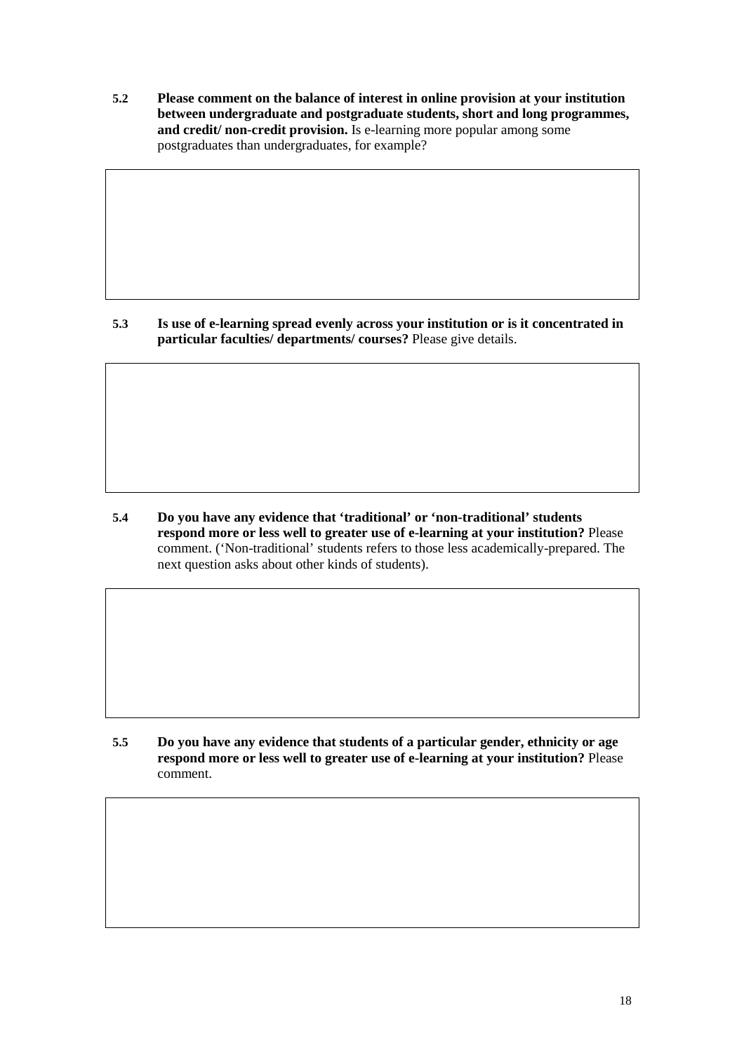**5.2 Please comment on the balance of interest in online provision at your institution between undergraduate and postgraduate students, short and long programmes, and credit/ non-credit provision.** Is e-learning more popular among some postgraduates than undergraduates, for example?

| |
|---|
| |

**5.3 Is use of e-learning spread evenly across your institution or is it concentrated in particular faculties/ departments/ courses?** Please give details.

| |
|---|
| |

**5.4 Do you have any evidence that 'traditional' or 'non-traditional' students respond more or less well to greater use of e-learning at your institution?** Please comment. ('Non-traditional' students refers to those less academically-prepared. The next question asks about other kinds of students).

| |
|---|
| |

**5.5 Do you have any evidence that students of a particular gender, ethnicity or age respond more or less well to greater use of e-learning at your institution?** Please comment.

| |
|---|
| |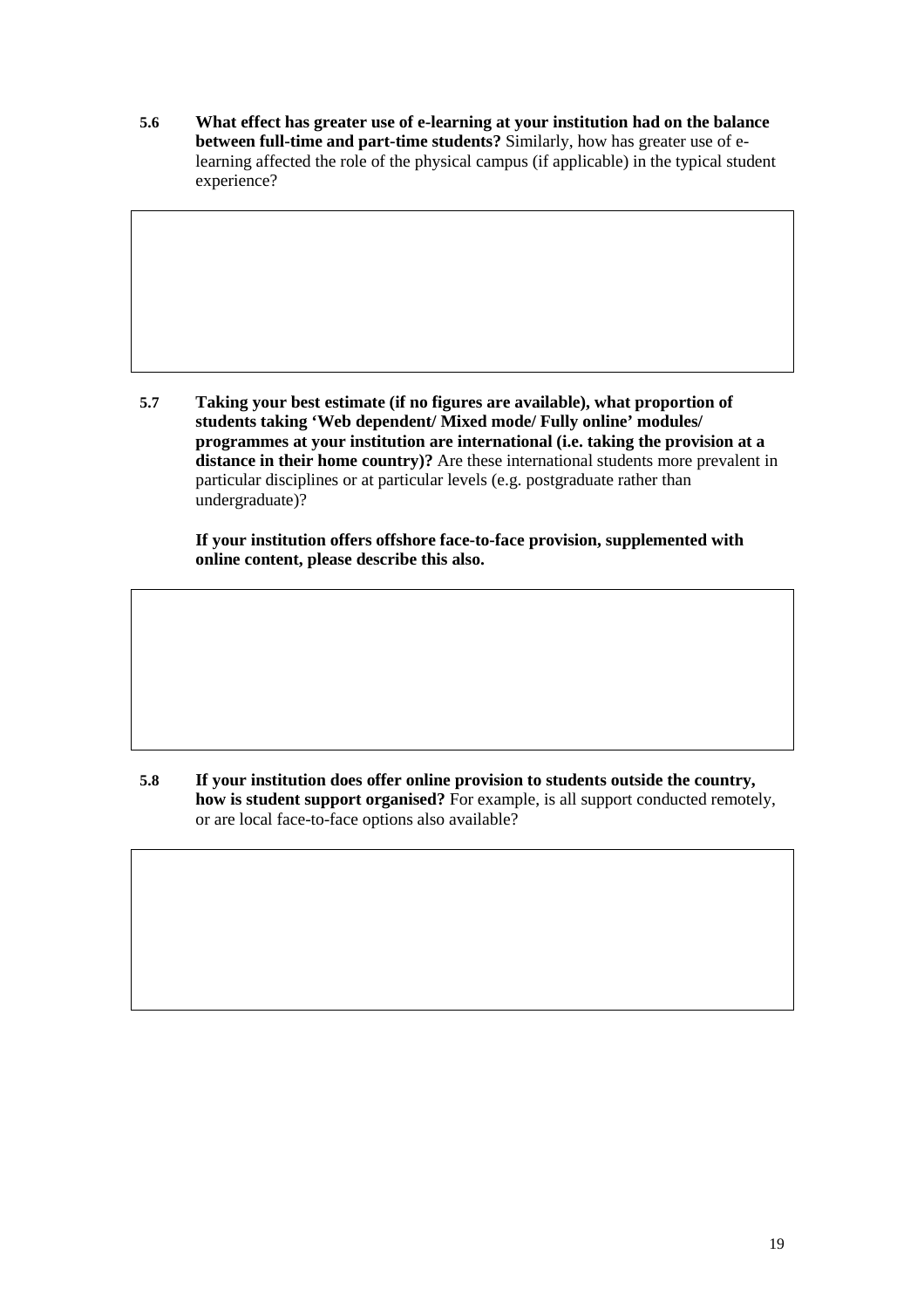**5.6 What effect has greater use of e-learning at your institution had on the balance between full-time and part-time students?** Similarly, how has greater use of e-learning affected the role of the physical campus (if applicable) in the typical student experience?

**5.7 Taking your best estimate (if no figures are available), what proportion of students taking 'Web dependent/ Mixed mode/ Fully online' modules/ programmes at your institution are international (i.e. taking the provision at a distance in their home country)?** Are these international students more prevalent in particular disciplines or at particular levels (e.g. postgraduate rather than undergraduate)?

**If your institution offers offshore face-to-face provision, supplemented with online content, please describe this also.**

**5.8 If your institution does offer online provision to students outside the country, how is student support organised?** For example, is all support conducted remotely, or are local face-to-face options also available?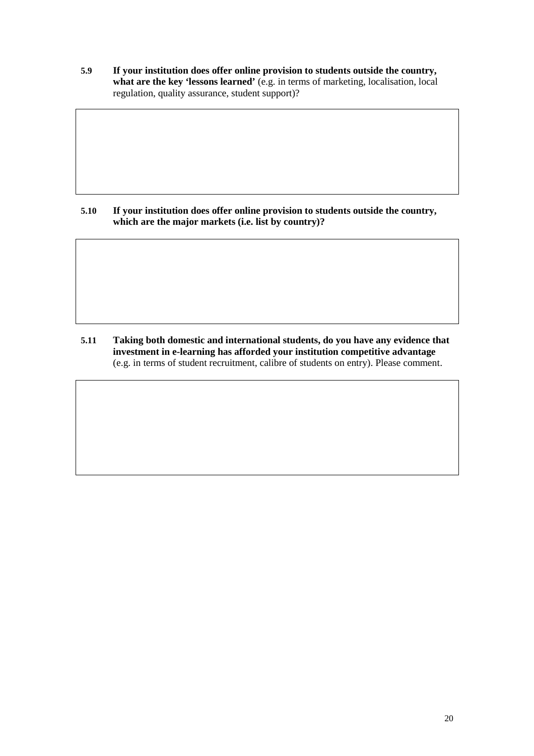**5.9 If your institution does offer online provision to students outside the country, what are the key 'lessons learned'** (e.g. in terms of marketing, localisation, local regulation, quality assurance, student support)?

**5.10 If your institution does offer online provision to students outside the country, which are the major markets (i.e. list by country)?**

**5.11 Taking both domestic and international students, do you have any evidence that investment in e-learning has afforded your institution competitive advantage** (e.g. in terms of student recruitment, calibre of students on entry). Please comment.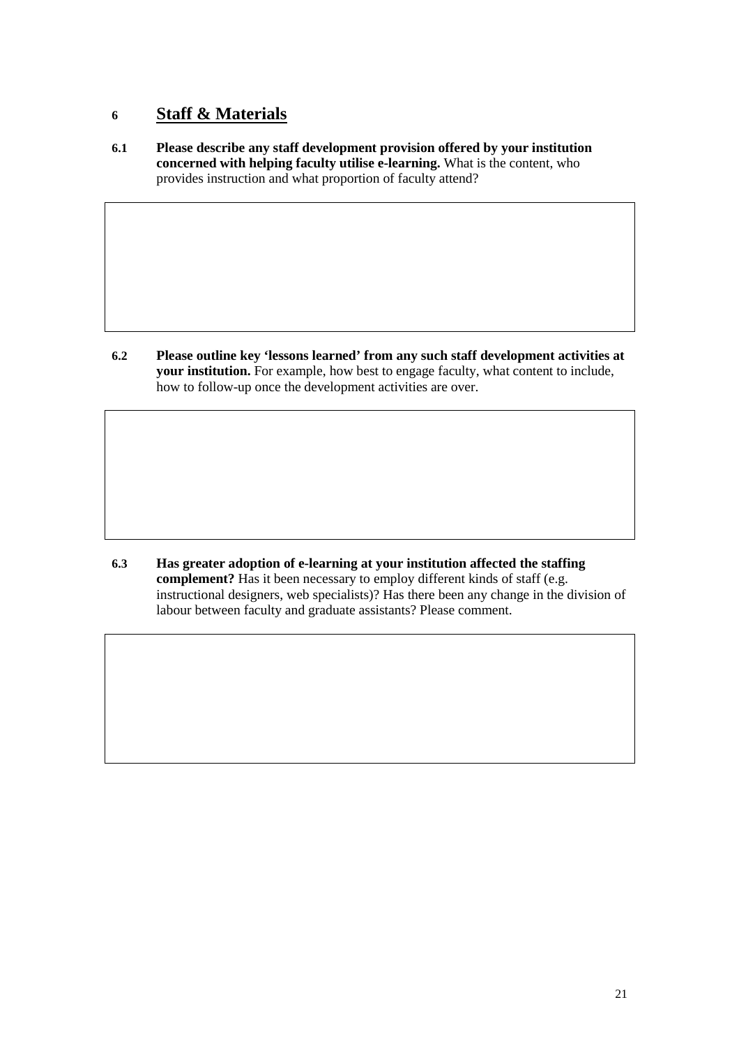## 6 Staff & Materials

**6.1 Please describe any staff development provision offered by your institution concerned with helping faculty utilise e-learning.** What is the content, who provides instruction and what proportion of faculty attend?

**6.2 Please outline key 'lessons learned' from any such staff development activities at your institution.** For example, how best to engage faculty, what content to include, how to follow-up once the development activities are over.

**6.3 Has greater adoption of e-learning at your institution affected the staffing complement?** Has it been necessary to employ different kinds of staff (e.g. instructional designers, web specialists)? Has there been any change in the division of labour between faculty and graduate assistants? Please comment.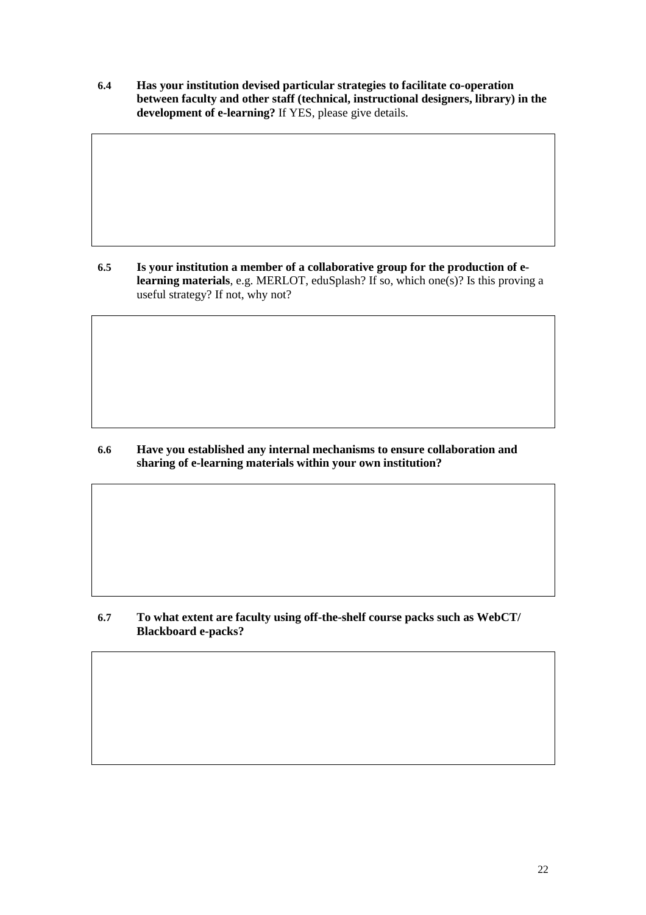**6.4 Has your institution devised particular strategies to facilitate co-operation between faculty and other staff (technical, instructional designers, library) in the development of e-learning?** If YES, please give details.

|   |
|---|
|   |

**6.5 Is your institution a member of a collaborative group for the production of e-learning materials**, e.g. MERLOT, eduSplash? If so, which one(s)? Is this proving a useful strategy? If not, why not?

|   |
|---|
|   |

**6.6 Have you established any internal mechanisms to ensure collaboration and sharing of e-learning materials within your own institution?**

|   |
|---|
|   |

**6.7 To what extent are faculty using off-the-shelf course packs such as WebCT/ Blackboard e-packs?**

|   |
|---|
|   |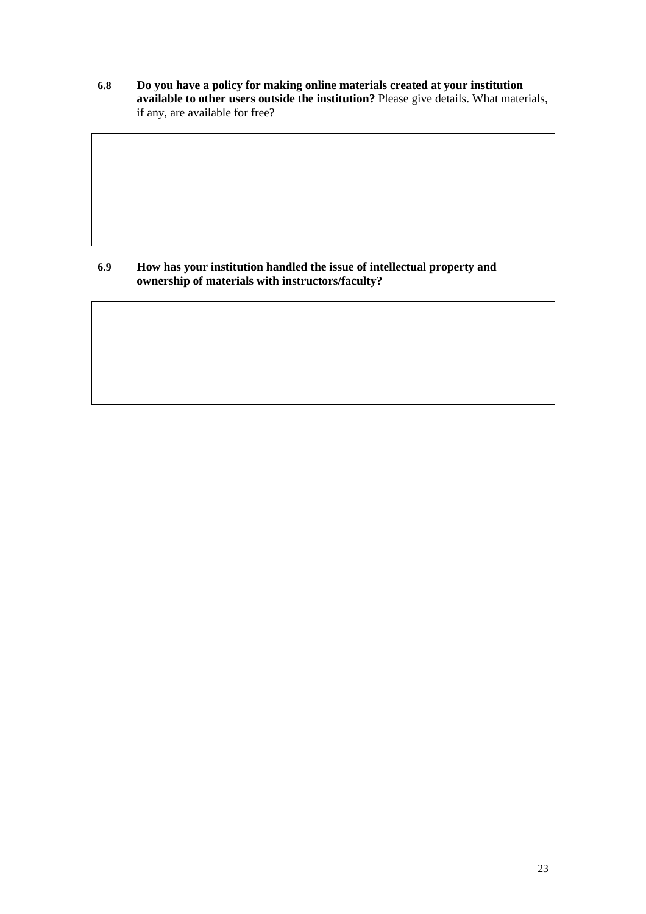**6.8 Do you have a policy for making online materials created at your institution available to other users outside the institution?** Please give details. What materials, if any, are available for free?

**6.9 How has your institution handled the issue of intellectual property and ownership of materials with instructors/faculty?**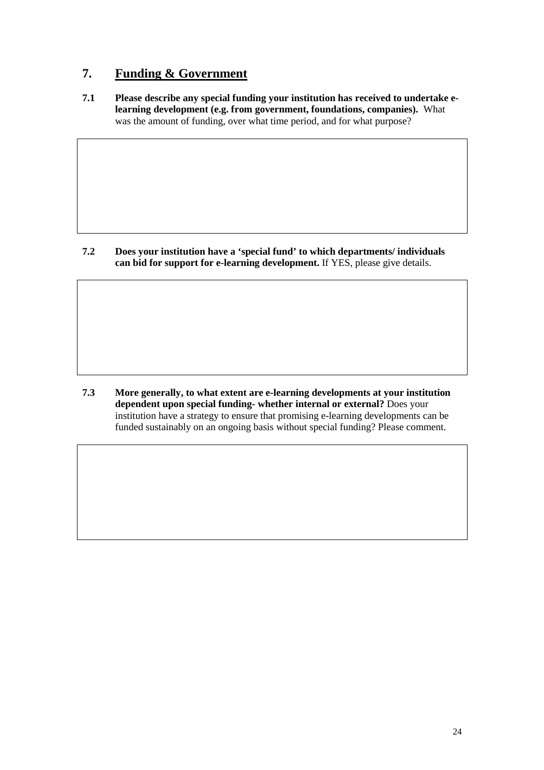## 7. Funding & Government

**7.1 Please describe any special funding your institution has received to undertake e-learning development (e.g. from government, foundations, companies).** What was the amount of funding, over what time period, and for what purpose?

| |
|---|
| |

**7.2 Does your institution have a 'special fund' to which departments/ individuals can bid for support for e-learning development.** If YES, please give details.

| |
|---|
| |

**7.3 More generally, to what extent are e-learning developments at your institution dependent upon special funding- whether internal or external?** Does your institution have a strategy to ensure that promising e-learning developments can be funded sustainably on an ongoing basis without special funding? Please comment.

| |
|---|
| |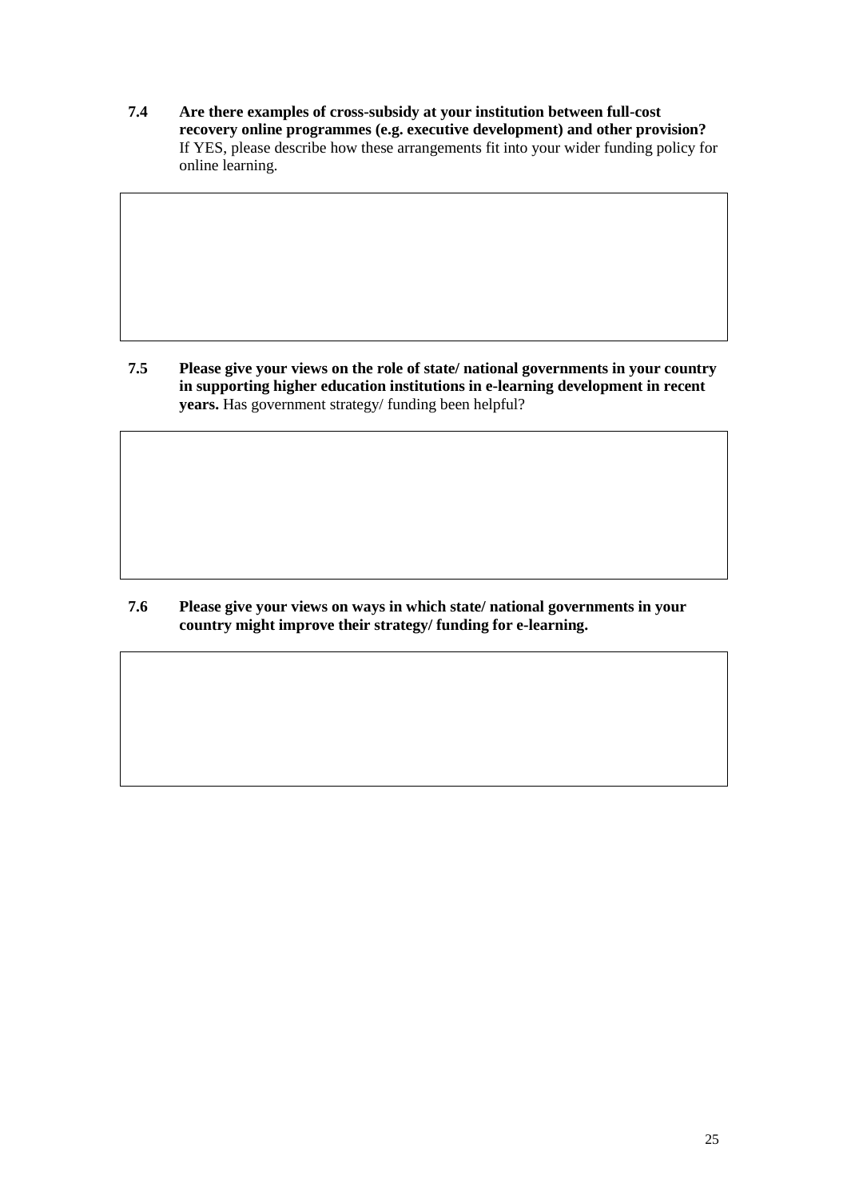**7.4 Are there examples of cross-subsidy at your institution between full-cost recovery online programmes (e.g. executive development) and other provision?** If YES, please describe how these arrangements fit into your wider funding policy for online learning.

| |
|---|
| |

**7.5 Please give your views on the role of state/ national governments in your country in supporting higher education institutions in e-learning development in recent years.** Has government strategy/ funding been helpful?

| |
|---|
| |

**7.6 Please give your views on ways in which state/ national governments in your country might improve their strategy/ funding for e-learning.**

| |
|---|
| |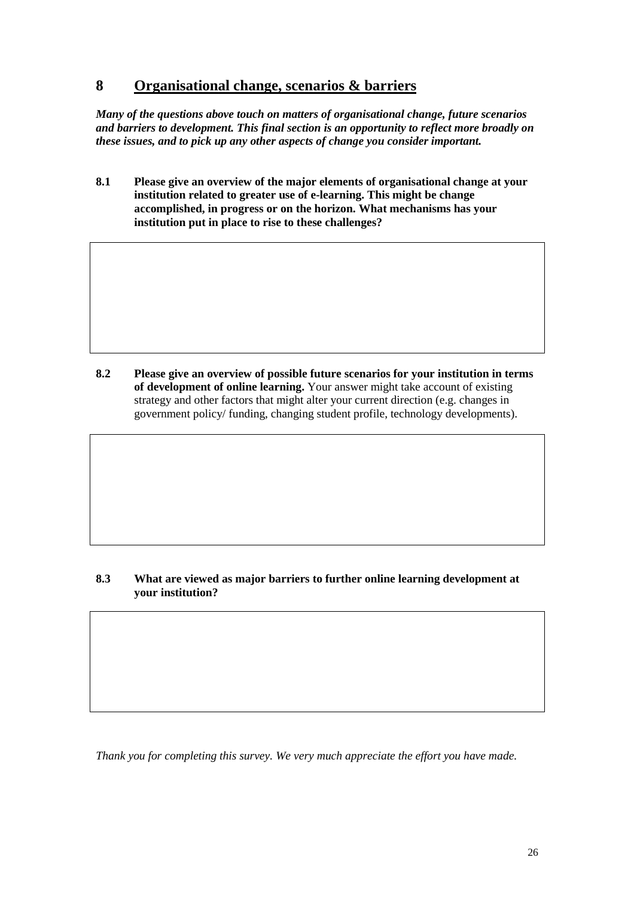## 8 Organisational change, scenarios & barriers

***Many of the questions above touch on matters of organisational change, future scenarios and barriers to development. This final section is an opportunity to reflect more broadly on these issues, and to pick up any other aspects of change you consider important.***

**8.1 Please give an overview of the major elements of organisational change at your institution related to greater use of e-learning. This might be change accomplished, in progress or on the horizon. What mechanisms has your institution put in place to rise to these challenges?**

**8.2 Please give an overview of possible future scenarios for your institution in terms of development of online learning.** Your answer might take account of existing strategy and other factors that might alter your current direction (e.g. changes in government policy/ funding, changing student profile, technology developments).

**8.3 What are viewed as major barriers to further online learning development at your institution?**

*Thank you for completing this survey. We very much appreciate the effort you have made.*